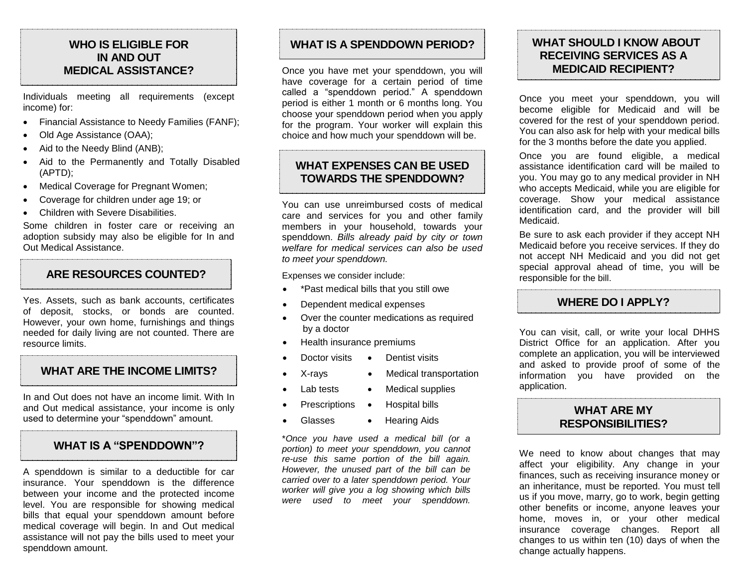## WHO IS ELIGIBLE FOR IN AND OUT MEDICAL ASSISTANCE?

Individuals meeting all requirements (except income) for:

- Financial Assistance to Needy Families (FANF);
- Old Age Assistance (OAA);
- Aid to the Needy Blind (ANB);
- Aid to the Permanently and Totally Disabled (APTD);
- Medical Coverage for Pregnant Women;
- Coverage for children under age 19; or
- Children with Severe Disabilities.

Some children in foster care or receiving an adoption subsidy may also be eligible for In and Out Medical Assistance.

## ARE RESOURCES COUNTED?

Yes. Assets, such as bank accounts, certificates of deposit, stocks, or bonds are counted. However, your own home, furnishings and things needed for daily living are not counted. There are resource limits.

## WHAT ARE THE INCOME LIMITS?

In and Out does not have an income limit. With In and Out medical assistance, your income is only used to determine your "spenddown" amount.

## WHAT IS A "SPENDDOWN"?

A spenddown is similar to a deductible for car insurance. Your spenddown is the difference between your income and the protected income level. You are responsible for showing medical bills that equal your spenddown amount before medical coverage will begin. In and Out medical assistance will not pay the bills used to meet your spenddown amount.

## WHAT IS A SPENDDOWN PERIOD?

Once you have met your spenddown, you will have coverage for a certain period of time called a "spenddown period." A spenddown period is either 1 month or 6 months long. You choose your spenddown period when you apply for the program. Your worker will explain this choice and how much your spenddown will be.

## WHAT EXPENSES CAN BE USED TOWARDS THE SPENDDOWN?

You can use unreimbursed costs of medical care and services for you and other family members in your household, towards your spenddown. *Bills already paid by city or town welfare for medical services can also be used to meet your spenddown.*

Expenses we consider include:

- *Past medical bills that you still owe
- Dependent medical expenses
- Over the counter medications as required by a doctor
- Health insurance premiums
- Doctor visits
- Dentist visits
- X-rays
- Medical transportation
- Lab tests
- Medical supplies
- Prescriptions
- Hospital bills
- Glasses
- Hearing Aids

**Once you have used a medical bill (or a portion) to meet your spenddown, you cannot re-use this same portion of the bill again. However, the unused part of the bill can be carried over to a later spenddown period. Your worker will give you a log showing which bills were used to meet your spenddown.*

## WHAT SHOULD I KNOW ABOUT RECEIVING SERVICES AS A MEDICAID RECIPIENT?

Once you meet your spenddown, you will become eligible for Medicaid and will be covered for the rest of your spenddown period. You can also ask for help with your medical bills for the 3 months before the date you applied.

Once you are found eligible, a medical assistance identification card will be mailed to you. You may go to any medical provider in NH who accepts Medicaid, while you are eligible for coverage. Show your medical assistance identification card, and the provider will bill Medicaid.

Be sure to ask each provider if they accept NH Medicaid before you receive services. If they do not accept NH Medicaid and you did not get special approval ahead of time, you will be responsible for the bill.

## WHERE DO I APPLY?

You can visit, call, or write your local DHHS District Office for an application. After you complete an application, you will be interviewed and asked to provide proof of some of the information you have provided on the application.

## WHAT ARE MY RESPONSIBILITIES?

We need to know about changes that may affect your eligibility. Any change in your finances, such as receiving insurance money or an inheritance, must be reported. You must tell us if you move, marry, go to work, begin getting other benefits or income, anyone leaves your home, moves in, or your other medical insurance coverage changes. Report all changes to us within ten (10) days of when the change actually happens.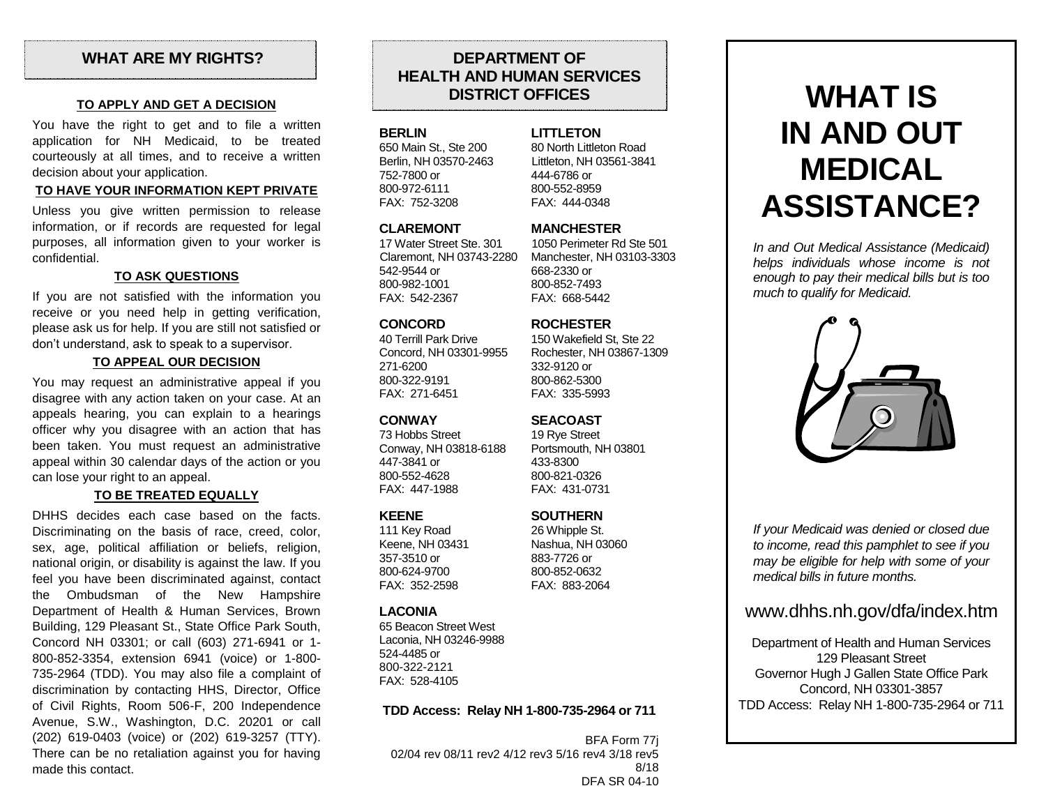## WHAT ARE MY RIGHTS?

### TO APPLY AND GET A DECISION

You have the right to get and to file a written application for NH Medicaid, to be treated courteously at all times, and to receive a written decision about your application.

### TO HAVE YOUR INFORMATION KEPT PRIVATE

Unless you give written permission to release information, or if records are requested for legal purposes, all information given to your worker is confidential.

### TO ASK QUESTIONS

If you are not satisfied with the information you receive or you need help in getting verification, please ask us for help. If you are still not satisfied or don't understand, ask to speak to a supervisor.

### TO APPEAL OUR DECISION

You may request an administrative appeal if you disagree with any action taken on your case. At an appeals hearing, you can explain to a hearings officer why you disagree with an action that has been taken. You must request an administrative appeal within 30 calendar days of the action or you can lose your right to an appeal.

### TO BE TREATED EQUALLY

DHHS decides each case based on the facts. Discriminating on the basis of race, creed, color, sex, age, political affiliation or beliefs, religion, national origin, or disability is against the law. If you feel you have been discriminated against, contact the Ombudsman of the New Hampshire Department of Health & Human Services, Brown Building, 129 Pleasant St., State Office Park South, Concord NH 03301; or call (603) 271-6941 or 1-800-852-3354, extension 6941 (voice) or 1-800-735-2964 (TDD). You may also file a complaint of discrimination by contacting HHS, Director, Office of Civil Rights, Room 506-F, 200 Independence Avenue, S.W., Washington, D.C. 20201 or call (202) 619-0403 (voice) or (202) 619-3257 (TTY). There can be no retaliation against you for having made this contact.

## DEPARTMENT OF HEALTH AND HUMAN SERVICES DISTRICT OFFICES

**BERLIN**
650 Main St., Ste 200
Berlin, NH 03570-2463
752-7800 or
800-972-6111
FAX: 752-3208

**CLAREMONT**
17 Water Street Ste. 301
Claremont, NH 03743-2280
542-9544 or
800-982-1001
FAX: 542-2367

**CONCORD**
40 Terrill Park Drive
Concord, NH 03301-9955
271-6200
800-322-9191
FAX: 271-6451

**CONWAY**
73 Hobbs Street
Conway, NH 03818-6188
447-3841 or
800-552-4628
FAX: 447-1988

**KEENE**
111 Key Road
Keene, NH 03431
357-3510 or
800-624-9700
FAX: 352-2598

**LACONIA**
65 Beacon Street West
Laconia, NH 03246-9988
524-4485 or
800-322-2121
FAX: 528-4105

**LITTLETON**
80 North Littleton Road
Littleton, NH 03561-3841
444-6786 or
800-552-8959
FAX: 444-0348

**MANCHESTER**
1050 Perimeter Rd Ste 501
Manchester, NH 03103-3303
668-2330 or
800-852-7493
FAX: 668-5442

**ROCHESTER**
150 Wakefield St, Ste 22
Rochester, NH 03867-1309
332-9120 or
800-862-5300
FAX: 335-5993

**SEACOAST**
19 Rye Street
Portsmouth, NH 03801
433-8300
800-821-0326
FAX: 431-0731

**SOUTHERN**
26 Whipple St.
Nashua, NH 03060
883-7726 or
800-852-0632
FAX: 883-2064

**TDD Access: Relay NH 1-800-735-2964 or 711**

BFA Form 77j
02/04 rev 08/11 rev2 4/12 rev3 5/16 rev4 3/18 rev5 8/18
DFA SR 04-10

# WHAT IS IN AND OUT MEDICAL ASSISTANCE?

*In and Out Medical Assistance (Medicaid) helps individuals whose income is not enough to pay their medical bills but is too much to qualify for Medicaid.*

*If your Medicaid was denied or closed due to income, read this pamphlet to see if you may be eligible for help with some of your medical bills in future months.*

www.dhhs.nh.gov/dfa/index.htm

Department of Health and Human Services
129 Pleasant Street
Governor Hugh J Gallen State Office Park
Concord, NH 03301-3857
TDD Access: Relay NH 1-800-735-2964 or 711